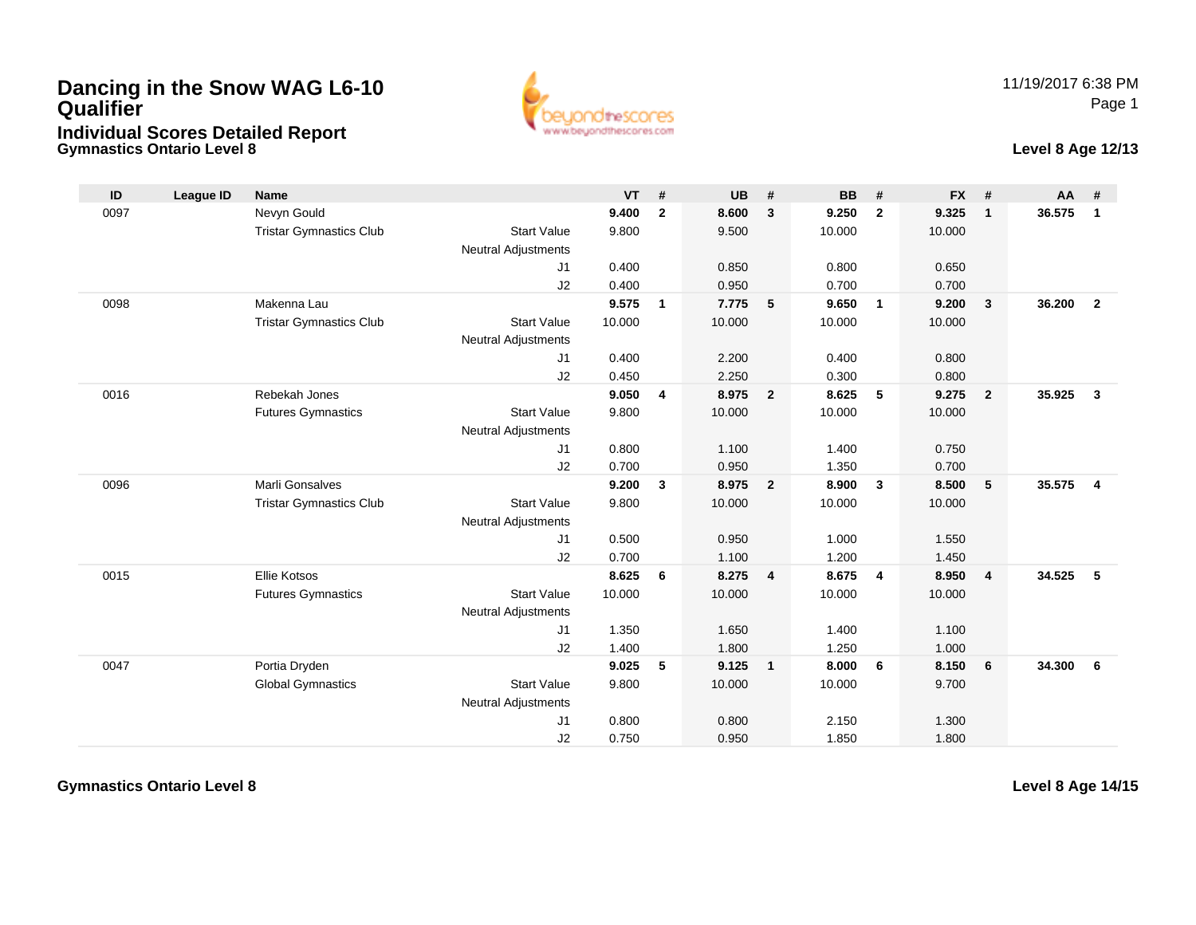# Dancing in the Snow WAG L6-10 Qualifier

## Individual Scores Detailed Report

**Gymnastics Ontario Level 8**

11/19/2017 6:38 PM

**Level 8 Age 12/13**

| ID | League ID | Name | | VT | # | UB | # | BB | # | FX | # | AA | # |
|---|---|---|---|---|---|---|---|---|---|---|---|---|---|
| 0097 | | Nevyn Gould | | **9.400** | **2** | **8.600** | **3** | **9.250** | **2** | **9.325** | **1** | **36.575** | **1** |
| | | Tristar Gymnastics Club | Start Value | 9.800 | | 9.500 | | 10.000 | | 10.000 | | | |
| | | | Neutral Adjustments | | | | | | | | | | |
| | | | J1 | 0.400 | | 0.850 | | 0.800 | | 0.650 | | | |
| | | | J2 | 0.400 | | 0.950 | | 0.700 | | 0.700 | | | |
| 0098 | | Makenna Lau | | **9.575** | **1** | **7.775** | **5** | **9.650** | **1** | **9.200** | **3** | **36.200** | **2** |
| | | Tristar Gymnastics Club | Start Value | 10.000 | | 10.000 | | 10.000 | | 10.000 | | | |
| | | | Neutral Adjustments | | | | | | | | | | |
| | | | J1 | 0.400 | | 2.200 | | 0.400 | | 0.800 | | | |
| | | | J2 | 0.450 | | 2.250 | | 0.300 | | 0.800 | | | |
| 0016 | | Rebekah Jones | | **9.050** | **4** | **8.975** | **2** | **8.625** | **5** | **9.275** | **2** | **35.925** | **3** |
| | | Futures Gymnastics | Start Value | 9.800 | | 10.000 | | 10.000 | | 10.000 | | | |
| | | | Neutral Adjustments | | | | | | | | | | |
| | | | J1 | 0.800 | | 1.100 | | 1.400 | | 0.750 | | | |
| | | | J2 | 0.700 | | 0.950 | | 1.350 | | 0.700 | | | |
| 0096 | | Marli Gonsalves | | **9.200** | **3** | **8.975** | **2** | **8.900** | **3** | **8.500** | **5** | **35.575** | **4** |
| | | Tristar Gymnastics Club | Start Value | 9.800 | | 10.000 | | 10.000 | | 10.000 | | | |
| | | | Neutral Adjustments | | | | | | | | | | |
| | | | J1 | 0.500 | | 0.950 | | 1.000 | | 1.550 | | | |
| | | | J2 | 0.700 | | 1.100 | | 1.200 | | 1.450 | | | |
| 0015 | | Ellie Kotsos | | **8.625** | **6** | **8.275** | **4** | **8.675** | **4** | **8.950** | **4** | **34.525** | **5** |
| | | Futures Gymnastics | Start Value | 10.000 | | 10.000 | | 10.000 | | 10.000 | | | |
| | | | Neutral Adjustments | | | | | | | | | | |
| | | | J1 | 1.350 | | 1.650 | | 1.400 | | 1.100 | | | |
| | | | J2 | 1.400 | | 1.800 | | 1.250 | | 1.000 | | | |
| 0047 | | Portia Dryden | | **9.025** | **5** | **9.125** | **1** | **8.000** | **6** | **8.150** | **6** | **34.300** | **6** |
| | | Global Gymnastics | Start Value | 9.800 | | 10.000 | | 10.000 | | 9.700 | | | |
| | | | Neutral Adjustments | | | | | | | | | | |
| | | | J1 | 0.800 | | 0.800 | | 2.150 | | 1.300 | | | |
| | | | J2 | 0.750 | | 0.950 | | 1.850 | | 1.800 | | | |

**Gymnastics Ontario Level 8**

**Level 8 Age 14/15**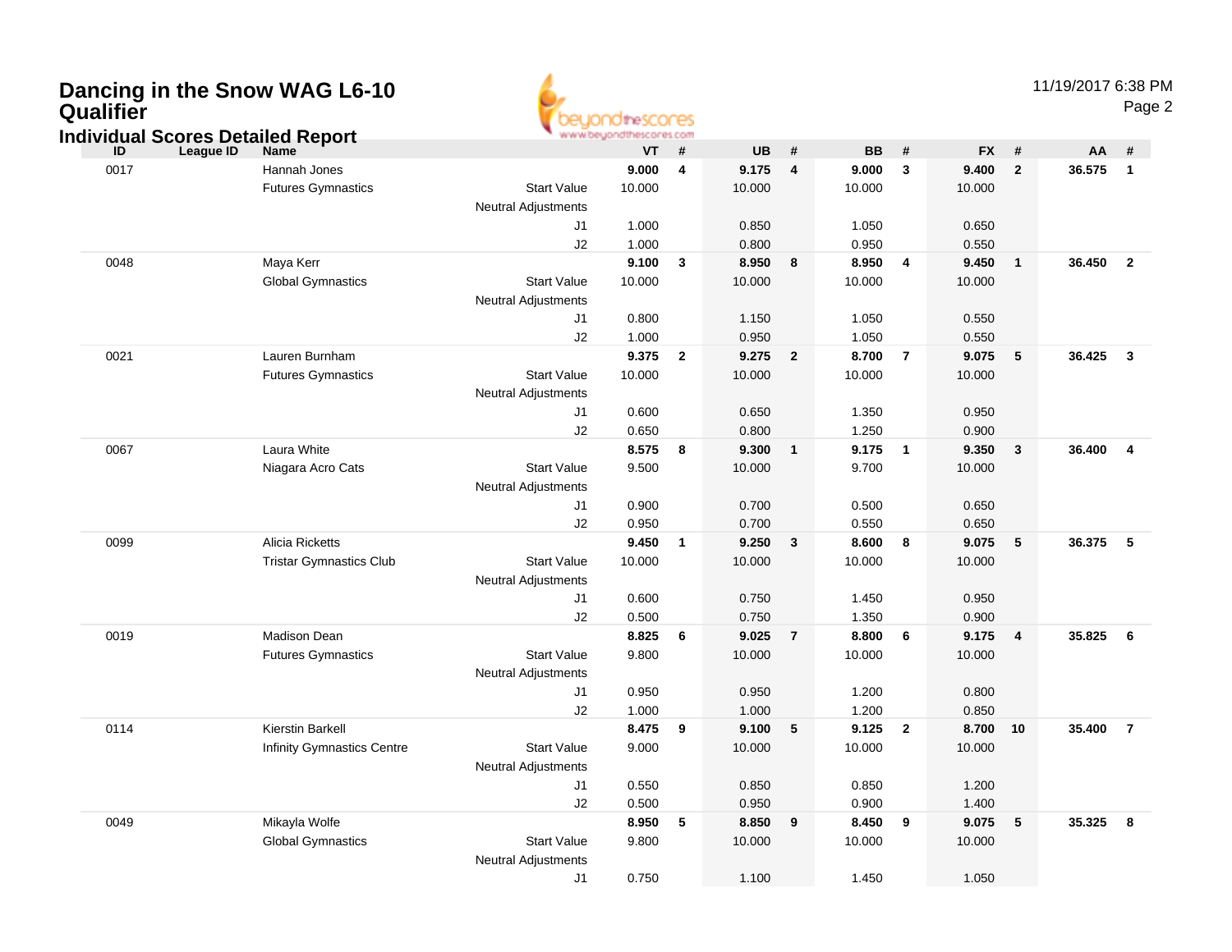# Dancing in the Snow WAG L6-10 Qualifier

## Individual Scores Detailed Report

| ID | League ID | Name | | VT | # | UB | # | BB | # | FX | # | AA | # |
|---|---|---|---|---|---|---|---|---|---|---|---|---|---|
| 0017 | | Hannah Jones | | **9.000** | **4** | **9.175** | **4** | **9.000** | **3** | **9.400** | **2** | **36.575** | **1** |
| | | Futures Gymnastics | Start Value | 10.000 | | 10.000 | | 10.000 | | 10.000 | | | |
| | | | Neutral Adjustments | | | | | | | | | | |
| | | | J1 | 1.000 | | 0.850 | | 1.050 | | 0.650 | | | |
| | | | J2 | 1.000 | | 0.800 | | 0.950 | | 0.550 | | | |
| 0048 | | Maya Kerr | | **9.100** | **3** | **8.950** | **8** | **8.950** | **4** | **9.450** | **1** | **36.450** | **2** |
| | | Global Gymnastics | Start Value | 10.000 | | 10.000 | | 10.000 | | 10.000 | | | |
| | | | Neutral Adjustments | | | | | | | | | | |
| | | | J1 | 0.800 | | 1.150 | | 1.050 | | 0.550 | | | |
| | | | J2 | 1.000 | | 0.950 | | 1.050 | | 0.550 | | | |
| 0021 | | Lauren Burnham | | **9.375** | **2** | **9.275** | **2** | **8.700** | **7** | **9.075** | **5** | **36.425** | **3** |
| | | Futures Gymnastics | Start Value | 10.000 | | 10.000 | | 10.000 | | 10.000 | | | |
| | | | Neutral Adjustments | | | | | | | | | | |
| | | | J1 | 0.600 | | 0.650 | | 1.350 | | 0.950 | | | |
| | | | J2 | 0.650 | | 0.800 | | 1.250 | | 0.900 | | | |
| 0067 | | Laura White | | **8.575** | **8** | **9.300** | **1** | **9.175** | **1** | **9.350** | **3** | **36.400** | **4** |
| | | Niagara Acro Cats | Start Value | 9.500 | | 10.000 | | 9.700 | | 10.000 | | | |
| | | | Neutral Adjustments | | | | | | | | | | |
| | | | J1 | 0.900 | | 0.700 | | 0.500 | | 0.650 | | | |
| | | | J2 | 0.950 | | 0.700 | | 0.550 | | 0.650 | | | |
| 0099 | | Alicia Ricketts | | **9.450** | **1** | **9.250** | **3** | **8.600** | **8** | **9.075** | **5** | **36.375** | **5** |
| | | Tristar Gymnastics Club | Start Value | 10.000 | | 10.000 | | 10.000 | | 10.000 | | | |
| | | | Neutral Adjustments | | | | | | | | | | |
| | | | J1 | 0.600 | | 0.750 | | 1.450 | | 0.950 | | | |
| | | | J2 | 0.500 | | 0.750 | | 1.350 | | 0.900 | | | |
| 0019 | | Madison Dean | | **8.825** | **6** | **9.025** | **7** | **8.800** | **6** | **9.175** | **4** | **35.825** | **6** |
| | | Futures Gymnastics | Start Value | 9.800 | | 10.000 | | 10.000 | | 10.000 | | | |
| | | | Neutral Adjustments | | | | | | | | | | |
| | | | J1 | 0.950 | | 0.950 | | 1.200 | | 0.800 | | | |
| | | | J2 | 1.000 | | 1.000 | | 1.200 | | 0.850 | | | |
| 0114 | | Kierstin Barkell | | **8.475** | **9** | **9.100** | **5** | **9.125** | **2** | **8.700** | **10** | **35.400** | **7** |
| | | Infinity Gymnastics Centre | Start Value | 9.000 | | 10.000 | | 10.000 | | 10.000 | | | |
| | | | Neutral Adjustments | | | | | | | | | | |
| | | | J1 | 0.550 | | 0.850 | | 0.850 | | 1.200 | | | |
| | | | J2 | 0.500 | | 0.950 | | 0.900 | | 1.400 | | | |
| 0049 | | Mikayla Wolfe | | **8.950** | **5** | **8.850** | **9** | **8.450** | **9** | **9.075** | **5** | **35.325** | **8** |
| | | Global Gymnastics | Start Value | 9.800 | | 10.000 | | 10.000 | | 10.000 | | | |
| | | | Neutral Adjustments | | | | | | | | | | |
| | | | J1 | 0.750 | | 1.100 | | 1.450 | | 1.050 | | | |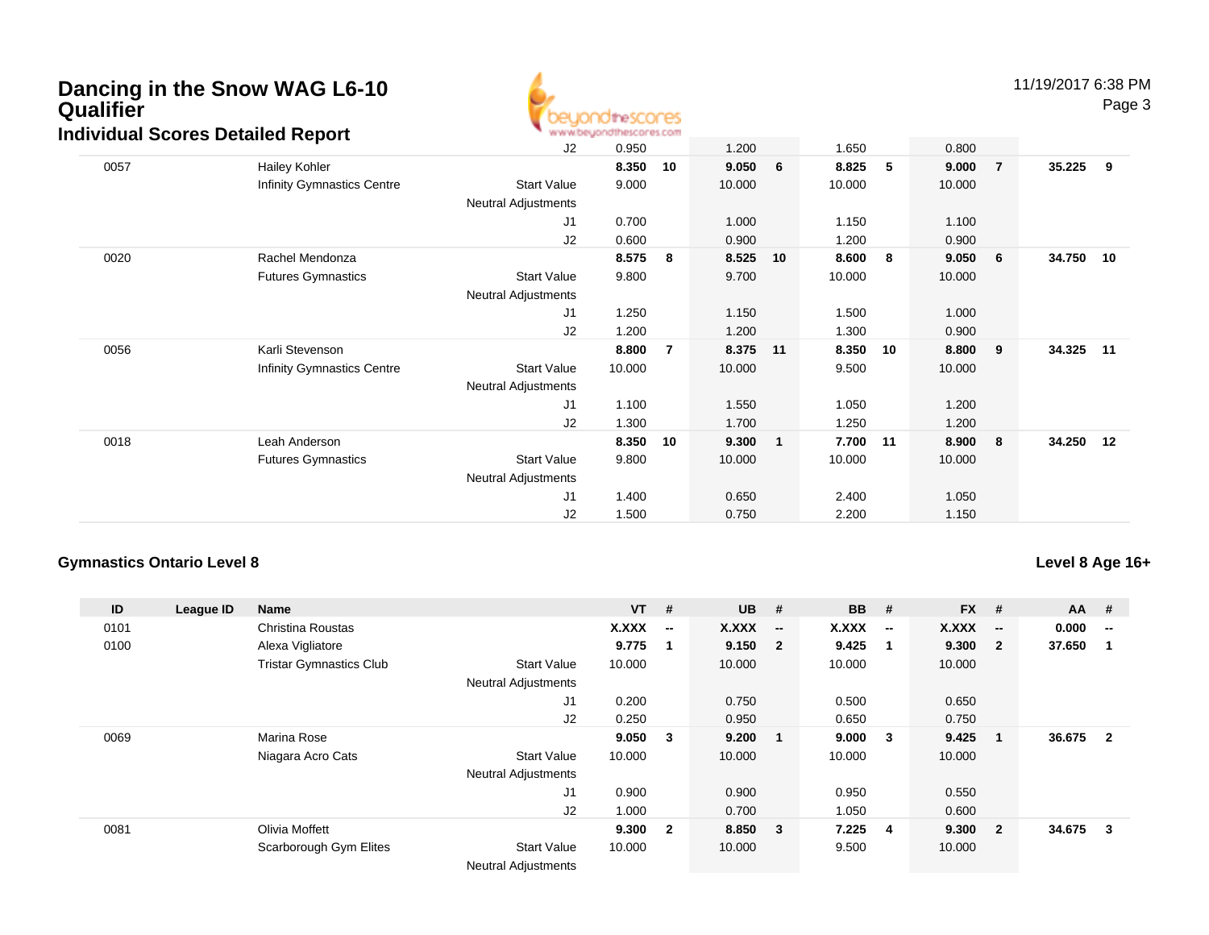## Dancing in the Snow WAG L6-10 Qualifier

### Individual Scores Detailed Report

| | | | | VT | # | UB | # | BB | # | FX | # | AA | # |
|---|---|---|---|---|---|---|---|---|---|---|---|---|---|
| | | | J2 | 0.950 | | 1.200 | | 1.650 | | 0.800 | | | |
| 0057 | | Hailey Kohler | | **8.350** | **10** | **9.050** | **6** | **8.825** | **5** | **9.000** | **7** | **35.225** | **9** |
| | | Infinity Gymnastics Centre | Start Value | 9.000 | | 10.000 | | 10.000 | | 10.000 | | | |
| | | | Neutral Adjustments | | | | | | | | | | |
| | | | J1 | 0.700 | | 1.000 | | 1.150 | | 1.100 | | | |
| | | | J2 | 0.600 | | 0.900 | | 1.200 | | 0.900 | | | |
| 0020 | | Rachel Mendonza | | **8.575** | **8** | **8.525** | **10** | **8.600** | **8** | **9.050** | **6** | **34.750** | **10** |
| | | Futures Gymnastics | Start Value | 9.800 | | 9.700 | | 10.000 | | 10.000 | | | |
| | | | Neutral Adjustments | | | | | | | | | | |
| | | | J1 | 1.250 | | 1.150 | | 1.500 | | 1.000 | | | |
| | | | J2 | 1.200 | | 1.200 | | 1.300 | | 0.900 | | | |
| 0056 | | Karli Stevenson | | **8.800** | **7** | **8.375** | **11** | **8.350** | **10** | **8.800** | **9** | **34.325** | **11** |
| | | Infinity Gymnastics Centre | Start Value | 10.000 | | 10.000 | | 9.500 | | 10.000 | | | |
| | | | Neutral Adjustments | | | | | | | | | | |
| | | | J1 | 1.100 | | 1.550 | | 1.050 | | 1.200 | | | |
| | | | J2 | 1.300 | | 1.700 | | 1.250 | | 1.200 | | | |
| 0018 | | Leah Anderson | | **8.350** | **10** | **9.300** | **1** | **7.700** | **11** | **8.900** | **8** | **34.250** | **12** |
| | | Futures Gymnastics | Start Value | 9.800 | | 10.000 | | 10.000 | | 10.000 | | | |
| | | | Neutral Adjustments | | | | | | | | | | |
| | | | J1 | 1.400 | | 0.650 | | 2.400 | | 1.050 | | | |
| | | | J2 | 1.500 | | 0.750 | | 2.200 | | 1.150 | | | |

### Gymnastics Ontario Level 8

**Level 8 Age 16+**

| ID | League ID | Name | | VT | # | UB | # | BB | # | FX | # | AA | # |
|---|---|---|---|---|---|---|---|---|---|---|---|---|---|
| 0101 | | Christina Roustas | | **X.XXX** | **--** | **X.XXX** | **--** | **X.XXX** | **--** | **X.XXX** | **--** | **0.000** | **--** |
| 0100 | | Alexa Vigliatore | | **9.775** | **1** | **9.150** | **2** | **9.425** | **1** | **9.300** | **2** | **37.650** | **1** |
| | | Tristar Gymnastics Club | Start Value | 10.000 | | 10.000 | | 10.000 | | 10.000 | | | |
| | | | Neutral Adjustments | | | | | | | | | | |
| | | | J1 | 0.200 | | 0.750 | | 0.500 | | 0.650 | | | |
| | | | J2 | 0.250 | | 0.950 | | 0.650 | | 0.750 | | | |
| 0069 | | Marina Rose | | **9.050** | **3** | **9.200** | **1** | **9.000** | **3** | **9.425** | **1** | **36.675** | **2** |
| | | Niagara Acro Cats | Start Value | 10.000 | | 10.000 | | 10.000 | | 10.000 | | | |
| | | | Neutral Adjustments | | | | | | | | | | |
| | | | J1 | 0.900 | | 0.900 | | 0.950 | | 0.550 | | | |
| | | | J2 | 1.000 | | 0.700 | | 1.050 | | 0.600 | | | |
| 0081 | | Olivia Moffett | | **9.300** | **2** | **8.850** | **3** | **7.225** | **4** | **9.300** | **2** | **34.675** | **3** |
| | | Scarborough Gym Elites | Start Value | 10.000 | | 10.000 | | 9.500 | | 10.000 | | | |
| | | | Neutral Adjustments | | | | | | | | | | |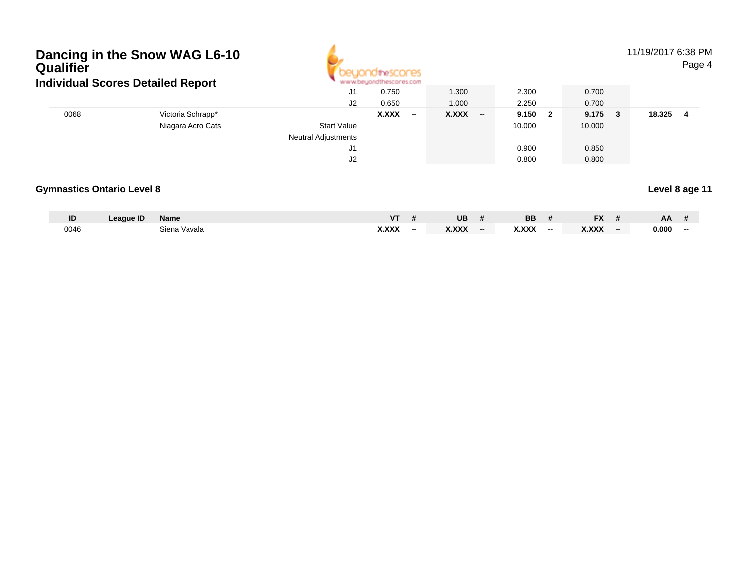# Dancing in the Snow WAG L6-10 Qualifier

## Individual Scores Detailed Report

| ID | League ID | Name | | VT | # | UB | # | BB | # | FX | # | AA | # |
|---|---|---|---|---|---|---|---|---|---|---|---|---|---|
| | | | J1 | 0.750 | | 1.300 | | 2.300 | | 0.700 | | | |
| | | | J2 | 0.650 | | 1.000 | | 2.250 | | 0.700 | | | |
| 0068 | | Victoria Schrapp* | | X.XXX | -- | X.XXX | -- | 9.150 | 2 | 9.175 | 3 | 18.325 | 4 |
| | | Niagara Acro Cats | Start Value | | | | | 10.000 | | 10.000 | | | |
| | | | Neutral Adjustments | | | | | | | | | | |
| | | | J1 | | | | | 0.900 | | 0.850 | | | |
| | | | J2 | | | | | 0.800 | | 0.800 | | | |

### Gymnastics Ontario Level 8

**Level 8 age 11**

| ID | League ID | Name | VT | # | UB | # | BB | # | FX | # | AA | # |
|---|---|---|---|---|---|---|---|---|---|---|---|---|
| 0046 | | Siena Vavala | X.XXX | -- | X.XXX | -- | X.XXX | -- | X.XXX | -- | 0.000 | -- |